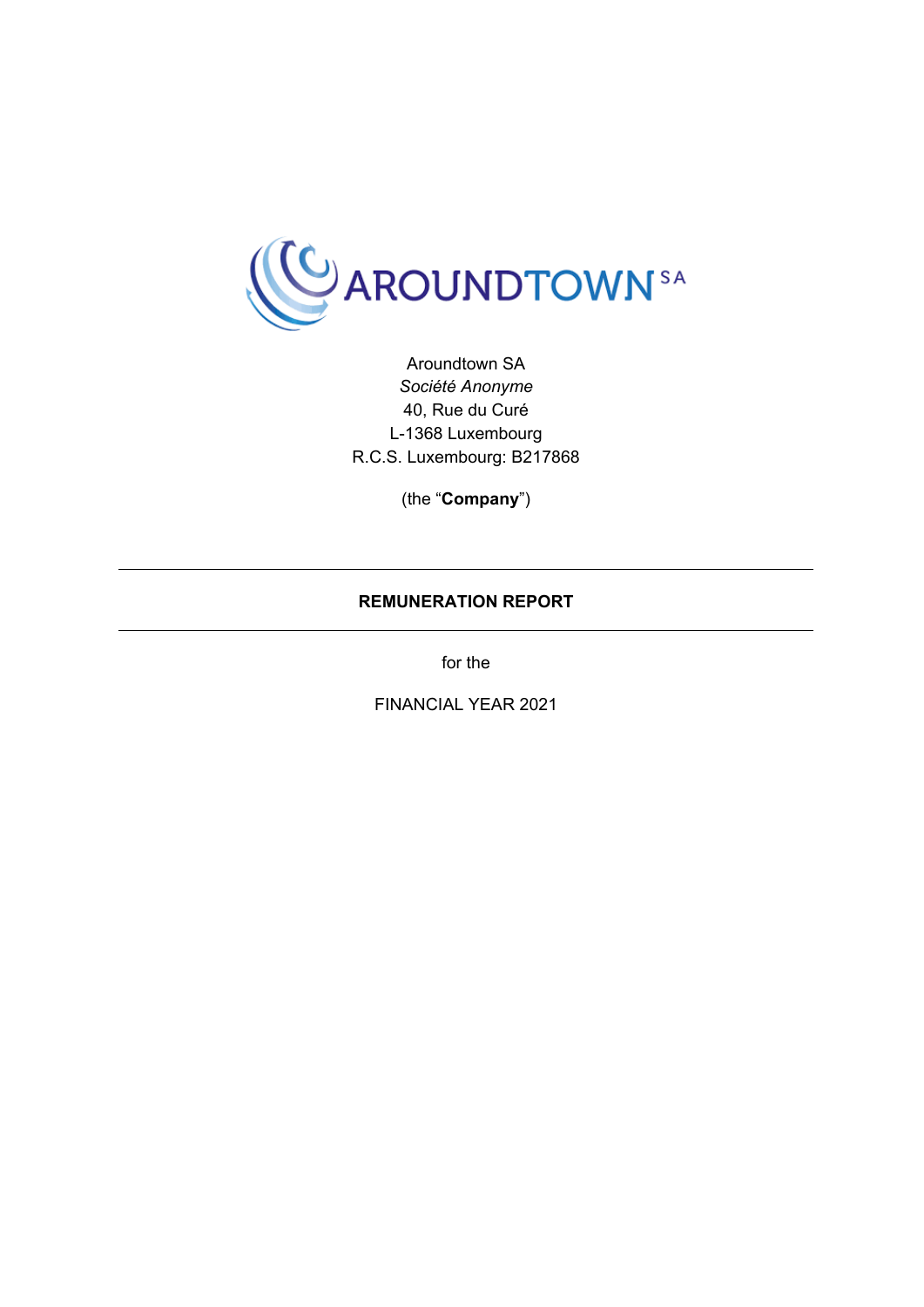AROUNDTOWN SA

Aroundtown SA

*Société Anonyme*

40, Rue du Curé

L-1368 Luxembourg

R.C.S. Luxembourg: B217868

(the "**Company**")

---

# REMUNERATION REPORT

---

for the

FINANCIAL YEAR 2021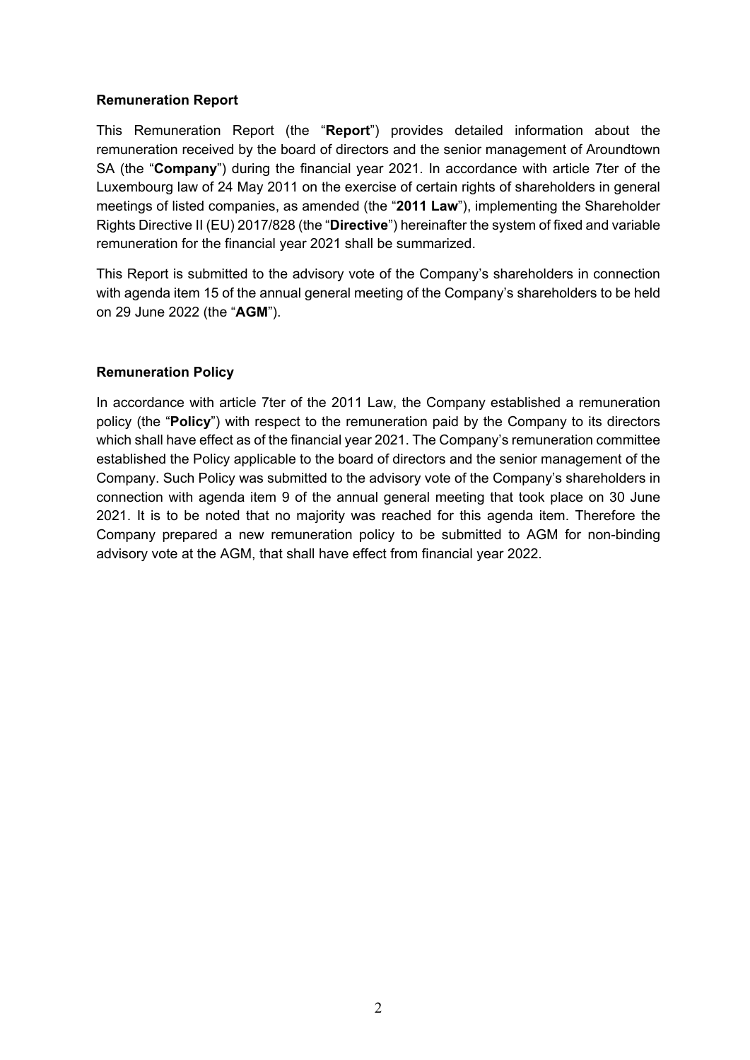## Remuneration Report

This Remuneration Report (the "**Report**") provides detailed information about the remuneration received by the board of directors and the senior management of Aroundtown SA (the "**Company**") during the financial year 2021. In accordance with article 7ter of the Luxembourg law of 24 May 2011 on the exercise of certain rights of shareholders in general meetings of listed companies, as amended (the "**2011 Law**"), implementing the Shareholder Rights Directive II (EU) 2017/828 (the "**Directive**") hereinafter the system of fixed and variable remuneration for the financial year 2021 shall be summarized.

This Report is submitted to the advisory vote of the Company's shareholders in connection with agenda item 15 of the annual general meeting of the Company's shareholders to be held on 29 June 2022 (the "**AGM**").

## Remuneration Policy

In accordance with article 7ter of the 2011 Law, the Company established a remuneration policy (the "**Policy**") with respect to the remuneration paid by the Company to its directors which shall have effect as of the financial year 2021. The Company's remuneration committee established the Policy applicable to the board of directors and the senior management of the Company. Such Policy was submitted to the advisory vote of the Company's shareholders in connection with agenda item 9 of the annual general meeting that took place on 30 June 2021. It is to be noted that no majority was reached for this agenda item. Therefore the Company prepared a new remuneration policy to be submitted to AGM for non-binding advisory vote at the AGM, that shall have effect from financial year 2022.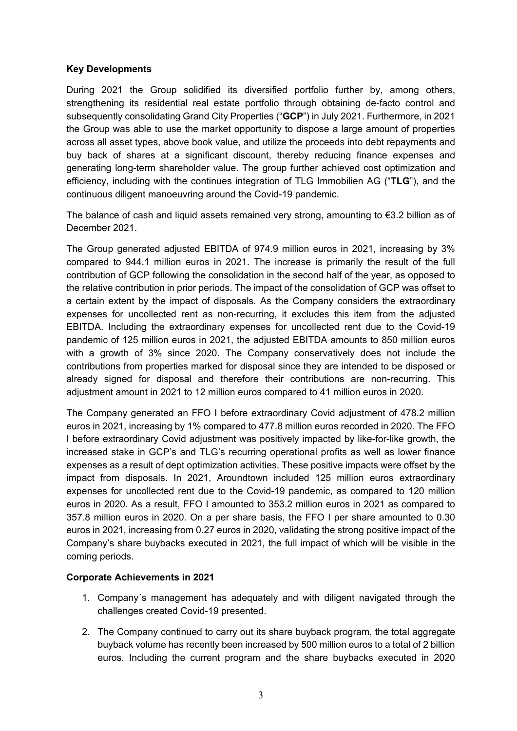**Key Developments**

During 2021 the Group solidified its diversified portfolio further by, among others, strengthening its residential real estate portfolio through obtaining de-facto control and subsequently consolidating Grand City Properties ("**GCP**") in July 2021. Furthermore, in 2021 the Group was able to use the market opportunity to dispose a large amount of properties across all asset types, above book value, and utilize the proceeds into debt repayments and buy back of shares at a significant discount, thereby reducing finance expenses and generating long-term shareholder value. The group further achieved cost optimization and efficiency, including with the continues integration of TLG Immobilien AG ("**TLG**"), and the continuous diligent manoeuvring around the Covid-19 pandemic.

The balance of cash and liquid assets remained very strong, amounting to €3.2 billion as of December 2021.

The Group generated adjusted EBITDA of 974.9 million euros in 2021, increasing by 3% compared to 944.1 million euros in 2021. The increase is primarily the result of the full contribution of GCP following the consolidation in the second half of the year, as opposed to the relative contribution in prior periods. The impact of the consolidation of GCP was offset to a certain extent by the impact of disposals. As the Company considers the extraordinary expenses for uncollected rent as non-recurring, it excludes this item from the adjusted EBITDA. Including the extraordinary expenses for uncollected rent due to the Covid-19 pandemic of 125 million euros in 2021, the adjusted EBITDA amounts to 850 million euros with a growth of 3% since 2020. The Company conservatively does not include the contributions from properties marked for disposal since they are intended to be disposed or already signed for disposal and therefore their contributions are non-recurring. This adjustment amount in 2021 to 12 million euros compared to 41 million euros in 2020.

The Company generated an FFO I before extraordinary Covid adjustment of 478.2 million euros in 2021, increasing by 1% compared to 477.8 million euros recorded in 2020. The FFO I before extraordinary Covid adjustment was positively impacted by like-for-like growth, the increased stake in GCP's and TLG's recurring operational profits as well as lower finance expenses as a result of dept optimization activities. These positive impacts were offset by the impact from disposals. In 2021, Aroundtown included 125 million euros extraordinary expenses for uncollected rent due to the Covid-19 pandemic, as compared to 120 million euros in 2020. As a result, FFO I amounted to 353.2 million euros in 2021 as compared to 357.8 million euros in 2020. On a per share basis, the FFO I per share amounted to 0.30 euros in 2021, increasing from 0.27 euros in 2020, validating the strong positive impact of the Company's share buybacks executed in 2021, the full impact of which will be visible in the coming periods.

**Corporate Achievements in 2021**

1. Company´s management has adequately and with diligent navigated through the challenges created Covid-19 presented.
2. The Company continued to carry out its share buyback program, the total aggregate buyback volume has recently been increased by 500 million euros to a total of 2 billion euros. Including the current program and the share buybacks executed in 2020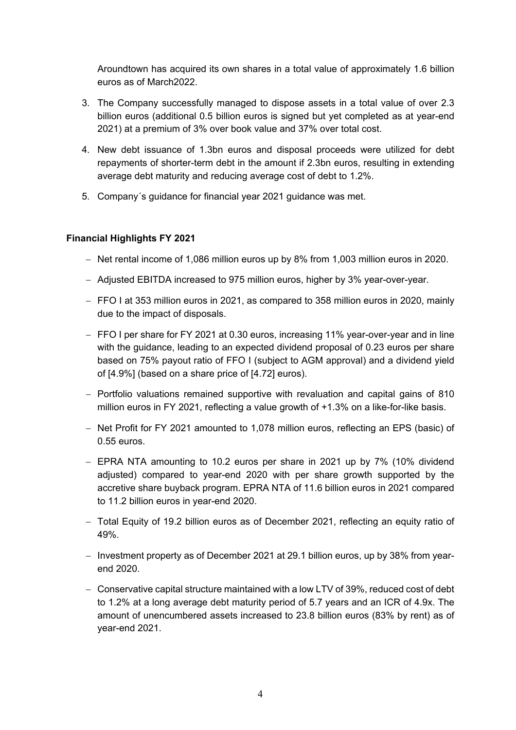Aroundtown has acquired its own shares in a total value of approximately 1.6 billion euros as of March2022.

3. The Company successfully managed to dispose assets in a total value of over 2.3 billion euros (additional 0.5 billion euros is signed but yet completed as at year-end 2021) at a premium of 3% over book value and 37% over total cost.
4. New debt issuance of 1.3bn euros and disposal proceeds were utilized for debt repayments of shorter-term debt in the amount if 2.3bn euros, resulting in extending average debt maturity and reducing average cost of debt to 1.2%.
5. Company´s guidance for financial year 2021 guidance was met.

**Financial Highlights FY 2021**

- Net rental income of 1,086 million euros up by 8% from 1,003 million euros in 2020.
- Adjusted EBITDA increased to 975 million euros, higher by 3% year-over-year.
- FFO I at 353 million euros in 2021, as compared to 358 million euros in 2020, mainly due to the impact of disposals.
- FFO I per share for FY 2021 at 0.30 euros, increasing 11% year-over-year and in line with the guidance, leading to an expected dividend proposal of 0.23 euros per share based on 75% payout ratio of FFO I (subject to AGM approval) and a dividend yield of [4.9%] (based on a share price of [4.72] euros).
- Portfolio valuations remained supportive with revaluation and capital gains of 810 million euros in FY 2021, reflecting a value growth of +1.3% on a like-for-like basis.
- Net Profit for FY 2021 amounted to 1,078 million euros, reflecting an EPS (basic) of 0.55 euros.
- EPRA NTA amounting to 10.2 euros per share in 2021 up by 7% (10% dividend adjusted) compared to year-end 2020 with per share growth supported by the accretive share buyback program. EPRA NTA of 11.6 billion euros in 2021 compared to 11.2 billion euros in year-end 2020.
- Total Equity of 19.2 billion euros as of December 2021, reflecting an equity ratio of 49%.
- Investment property as of December 2021 at 29.1 billion euros, up by 38% from year-end 2020.
- Conservative capital structure maintained with a low LTV of 39%, reduced cost of debt to 1.2% at a long average debt maturity period of 5.7 years and an ICR of 4.9x. The amount of unencumbered assets increased to 23.8 billion euros (83% by rent) as of year-end 2021.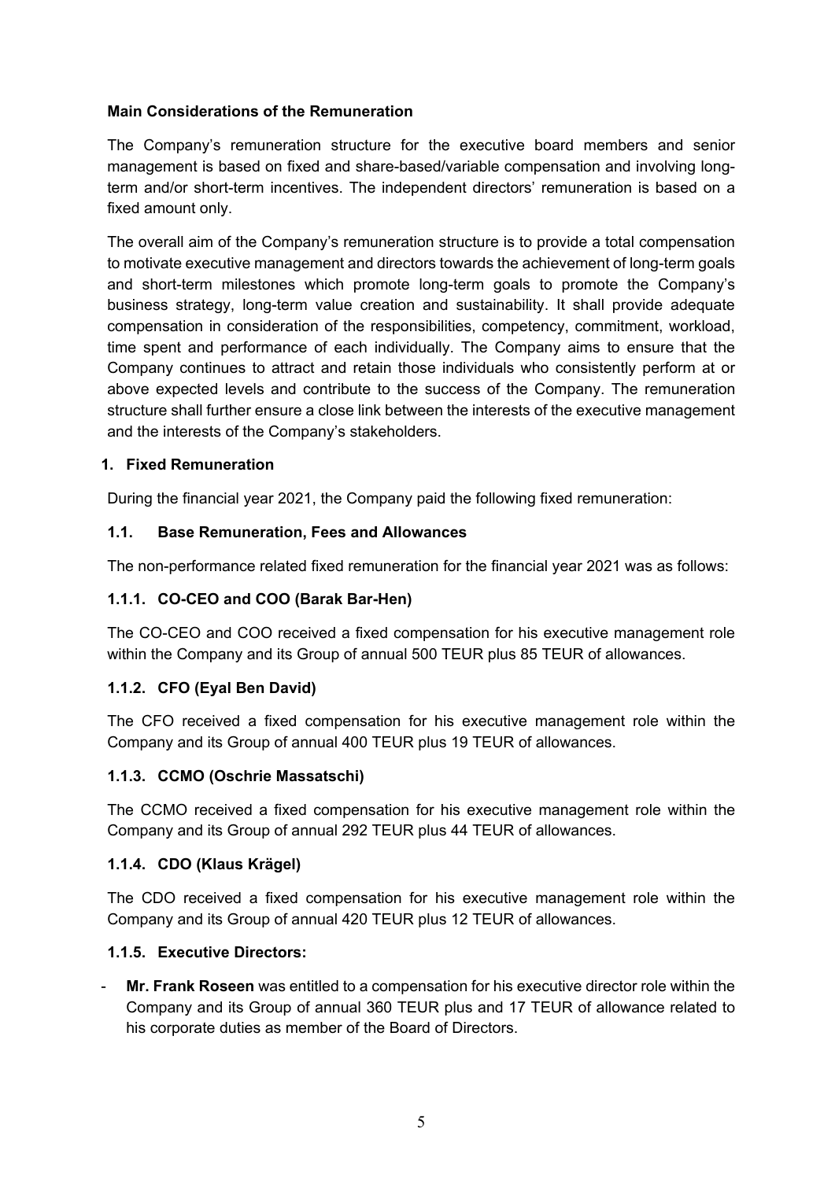### Main Considerations of the Remuneration

The Company's remuneration structure for the executive board members and senior management is based on fixed and share-based/variable compensation and involving long-term and/or short-term incentives. The independent directors' remuneration is based on a fixed amount only.

The overall aim of the Company's remuneration structure is to provide a total compensation to motivate executive management and directors towards the achievement of long-term goals and short-term milestones which promote long-term goals to promote the Company's business strategy, long-term value creation and sustainability. It shall provide adequate compensation in consideration of the responsibilities, competency, commitment, workload, time spent and performance of each individually. The Company aims to ensure that the Company continues to attract and retain those individuals who consistently perform at or above expected levels and contribute to the success of the Company. The remuneration structure shall further ensure a close link between the interests of the executive management and the interests of the Company's stakeholders.

### 1. Fixed Remuneration

During the financial year 2021, the Company paid the following fixed remuneration:

#### 1.1. Base Remuneration, Fees and Allowances

The non-performance related fixed remuneration for the financial year 2021 was as follows:

#### 1.1.1. CO-CEO and COO (Barak Bar-Hen)

The CO-CEO and COO received a fixed compensation for his executive management role within the Company and its Group of annual 500 TEUR plus 85 TEUR of allowances.

#### 1.1.2. CFO (Eyal Ben David)

The CFO received a fixed compensation for his executive management role within the Company and its Group of annual 400 TEUR plus 19 TEUR of allowances.

#### 1.1.3. CCMO (Oschrie Massatschi)

The CCMO received a fixed compensation for his executive management role within the Company and its Group of annual 292 TEUR plus 44 TEUR of allowances.

#### 1.1.4. CDO (Klaus Krägel)

The CDO received a fixed compensation for his executive management role within the Company and its Group of annual 420 TEUR plus 12 TEUR of allowances.

#### 1.1.5. Executive Directors:

- **Mr. Frank Roseen** was entitled to a compensation for his executive director role within the Company and its Group of annual 360 TEUR plus and 17 TEUR of allowance related to his corporate duties as member of the Board of Directors.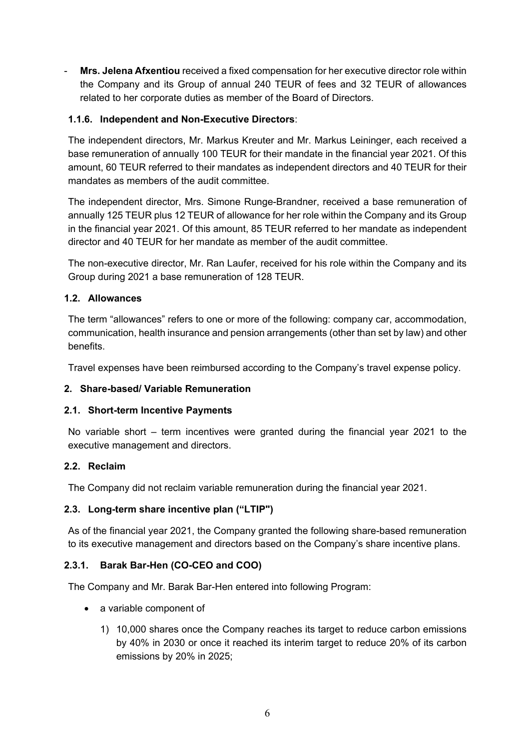- **Mrs. Jelena Afxentiou** received a fixed compensation for her executive director role within the Company and its Group of annual 240 TEUR of fees and 32 TEUR of allowances related to her corporate duties as member of the Board of Directors.

#### 1.1.6. Independent and Non-Executive Directors:

The independent directors, Mr. Markus Kreuter and Mr. Markus Leininger, each received a base remuneration of annually 100 TEUR for their mandate in the financial year 2021. Of this amount, 60 TEUR referred to their mandates as independent directors and 40 TEUR for their mandates as members of the audit committee.

The independent director, Mrs. Simone Runge-Brandner, received a base remuneration of annually 125 TEUR plus 12 TEUR of allowance for her role within the Company and its Group in the financial year 2021. Of this amount, 85 TEUR referred to her mandate as independent director and 40 TEUR for her mandate as member of the audit committee.

The non-executive director, Mr. Ran Laufer, received for his role within the Company and its Group during 2021 a base remuneration of 128 TEUR.

### 1.2. Allowances

The term "allowances" refers to one or more of the following: company car, accommodation, communication, health insurance and pension arrangements (other than set by law) and other benefits.

Travel expenses have been reimbursed according to the Company's travel expense policy.

## 2. Share-based/ Variable Remuneration

### 2.1. Short-term Incentive Payments

No variable short – term incentives were granted during the financial year 2021 to the executive management and directors.

### 2.2. Reclaim

The Company did not reclaim variable remuneration during the financial year 2021.

### 2.3. Long-term share incentive plan ("LTIP")

As of the financial year 2021, the Company granted the following share-based remuneration to its executive management and directors based on the Company's share incentive plans.

#### 2.3.1. Barak Bar-Hen (CO-CEO and COO)

The Company and Mr. Barak Bar-Hen entered into following Program:

- a variable component of
  1) 10,000 shares once the Company reaches its target to reduce carbon emissions by 40% in 2030 or once it reached its interim target to reduce 20% of its carbon emissions by 20% in 2025;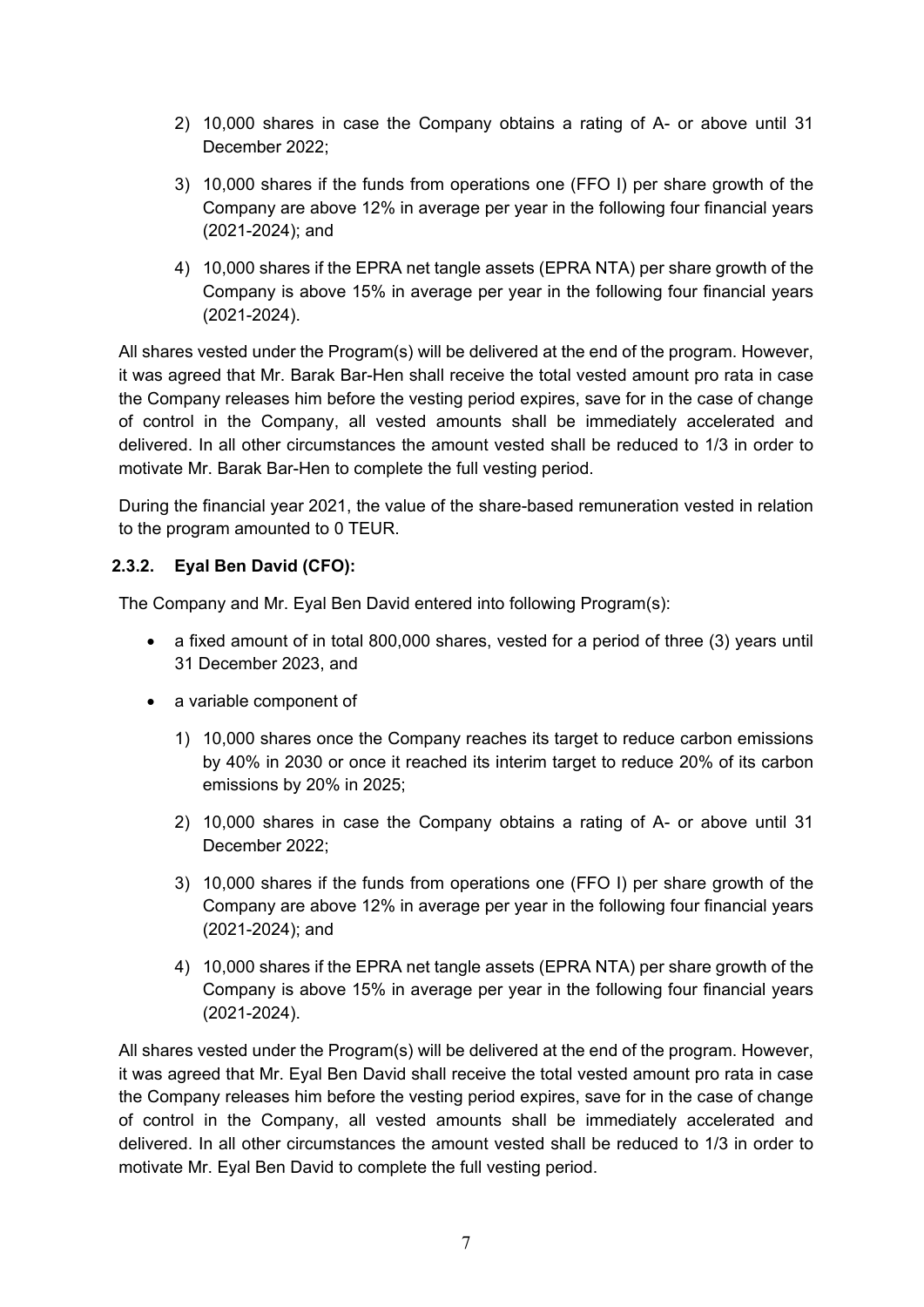2) 10,000 shares in case the Company obtains a rating of A- or above until 31 December 2022;

3) 10,000 shares if the funds from operations one (FFO I) per share growth of the Company are above 12% in average per year in the following four financial years (2021-2024); and

4) 10,000 shares if the EPRA net tangle assets (EPRA NTA) per share growth of the Company is above 15% in average per year in the following four financial years (2021-2024).

All shares vested under the Program(s) will be delivered at the end of the program. However, it was agreed that Mr. Barak Bar-Hen shall receive the total vested amount pro rata in case the Company releases him before the vesting period expires, save for in the case of change of control in the Company, all vested amounts shall be immediately accelerated and delivered. In all other circumstances the amount vested shall be reduced to 1/3 in order to motivate Mr. Barak Bar-Hen to complete the full vesting period.

During the financial year 2021, the value of the share-based remuneration vested in relation to the program amounted to 0 TEUR.

### 2.3.2. Eyal Ben David (CFO):

The Company and Mr. Eyal Ben David entered into following Program(s):

- a fixed amount of in total 800,000 shares, vested for a period of three (3) years until 31 December 2023, and
- a variable component of

  1) 10,000 shares once the Company reaches its target to reduce carbon emissions by 40% in 2030 or once it reached its interim target to reduce 20% of its carbon emissions by 20% in 2025;

  2) 10,000 shares in case the Company obtains a rating of A- or above until 31 December 2022;

  3) 10,000 shares if the funds from operations one (FFO I) per share growth of the Company are above 12% in average per year in the following four financial years (2021-2024); and

  4) 10,000 shares if the EPRA net tangle assets (EPRA NTA) per share growth of the Company is above 15% in average per year in the following four financial years (2021-2024).

All shares vested under the Program(s) will be delivered at the end of the program. However, it was agreed that Mr. Eyal Ben David shall receive the total vested amount pro rata in case the Company releases him before the vesting period expires, save for in the case of change of control in the Company, all vested amounts shall be immediately accelerated and delivered. In all other circumstances the amount vested shall be reduced to 1/3 in order to motivate Mr. Eyal Ben David to complete the full vesting period.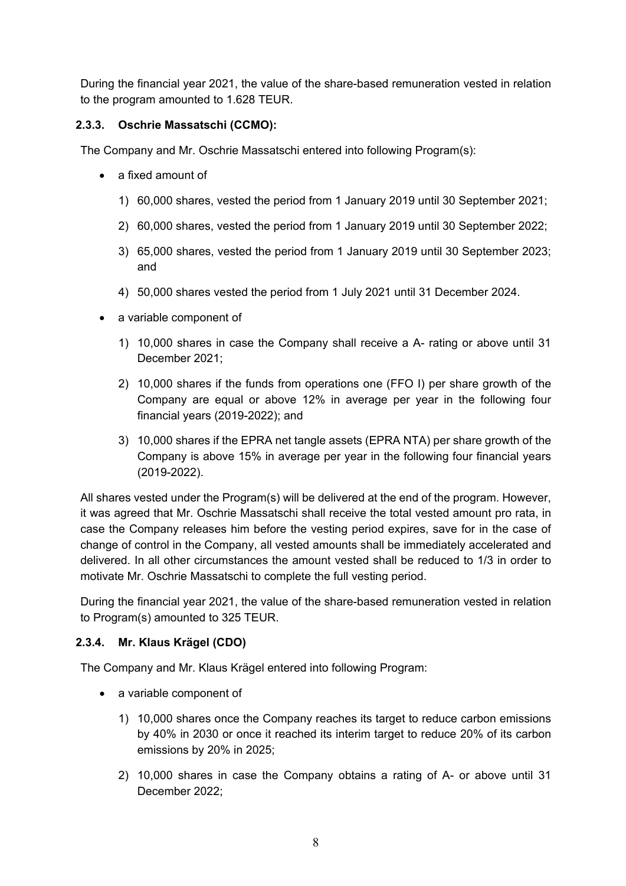During the financial year 2021, the value of the share-based remuneration vested in relation to the program amounted to 1.628 TEUR.

### 2.3.3. Oschrie Massatschi (CCMO):

The Company and Mr. Oschrie Massatschi entered into following Program(s):

- a fixed amount of
  1) 60,000 shares, vested the period from 1 January 2019 until 30 September 2021;
  2) 60,000 shares, vested the period from 1 January 2019 until 30 September 2022;
  3) 65,000 shares, vested the period from 1 January 2019 until 30 September 2023; and
  4) 50,000 shares vested the period from 1 July 2021 until 31 December 2024.
- a variable component of
  1) 10,000 shares in case the Company shall receive a A- rating or above until 31 December 2021;
  2) 10,000 shares if the funds from operations one (FFO I) per share growth of the Company are equal or above 12% in average per year in the following four financial years (2019-2022); and
  3) 10,000 shares if the EPRA net tangle assets (EPRA NTA) per share growth of the Company is above 15% in average per year in the following four financial years (2019-2022).

All shares vested under the Program(s) will be delivered at the end of the program. However, it was agreed that Mr. Oschrie Massatschi shall receive the total vested amount pro rata, in case the Company releases him before the vesting period expires, save for in the case of change of control in the Company, all vested amounts shall be immediately accelerated and delivered. In all other circumstances the amount vested shall be reduced to 1/3 in order to motivate Mr. Oschrie Massatschi to complete the full vesting period.

During the financial year 2021, the value of the share-based remuneration vested in relation to Program(s) amounted to 325 TEUR.

### 2.3.4. Mr. Klaus Krägel (CDO)

The Company and Mr. Klaus Krägel entered into following Program:

- a variable component of
  1) 10,000 shares once the Company reaches its target to reduce carbon emissions by 40% in 2030 or once it reached its interim target to reduce 20% of its carbon emissions by 20% in 2025;
  2) 10,000 shares in case the Company obtains a rating of A- or above until 31 December 2022;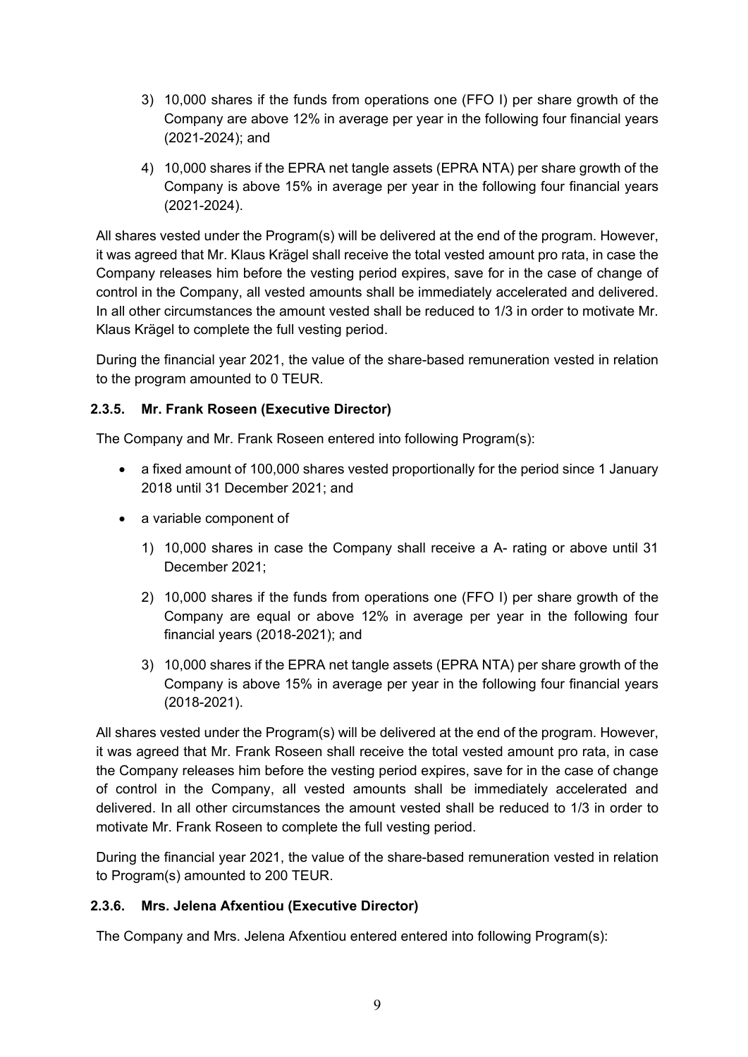3) 10,000 shares if the funds from operations one (FFO I) per share growth of the Company are above 12% in average per year in the following four financial years (2021-2024); and
4) 10,000 shares if the EPRA net tangle assets (EPRA NTA) per share growth of the Company is above 15% in average per year in the following four financial years (2021-2024).

All shares vested under the Program(s) will be delivered at the end of the program. However, it was agreed that Mr. Klaus Krägel shall receive the total vested amount pro rata, in case the Company releases him before the vesting period expires, save for in the case of change of control in the Company, all vested amounts shall be immediately accelerated and delivered. In all other circumstances the amount vested shall be reduced to 1/3 in order to motivate Mr. Klaus Krägel to complete the full vesting period.

During the financial year 2021, the value of the share-based remuneration vested in relation to the program amounted to 0 TEUR.

### 2.3.5. Mr. Frank Roseen (Executive Director)

The Company and Mr. Frank Roseen entered into following Program(s):

- a fixed amount of 100,000 shares vested proportionally for the period since 1 January 2018 until 31 December 2021; and
- a variable component of
  1) 10,000 shares in case the Company shall receive a A- rating or above until 31 December 2021;
  2) 10,000 shares if the funds from operations one (FFO I) per share growth of the Company are equal or above 12% in average per year in the following four financial years (2018-2021); and
  3) 10,000 shares if the EPRA net tangle assets (EPRA NTA) per share growth of the Company is above 15% in average per year in the following four financial years (2018-2021).

All shares vested under the Program(s) will be delivered at the end of the program. However, it was agreed that Mr. Frank Roseen shall receive the total vested amount pro rata, in case the Company releases him before the vesting period expires, save for in the case of change of control in the Company, all vested amounts shall be immediately accelerated and delivered. In all other circumstances the amount vested shall be reduced to 1/3 in order to motivate Mr. Frank Roseen to complete the full vesting period.

During the financial year 2021, the value of the share-based remuneration vested in relation to Program(s) amounted to 200 TEUR.

### 2.3.6. Mrs. Jelena Afxentiou (Executive Director)

The Company and Mrs. Jelena Afxentiou entered entered into following Program(s):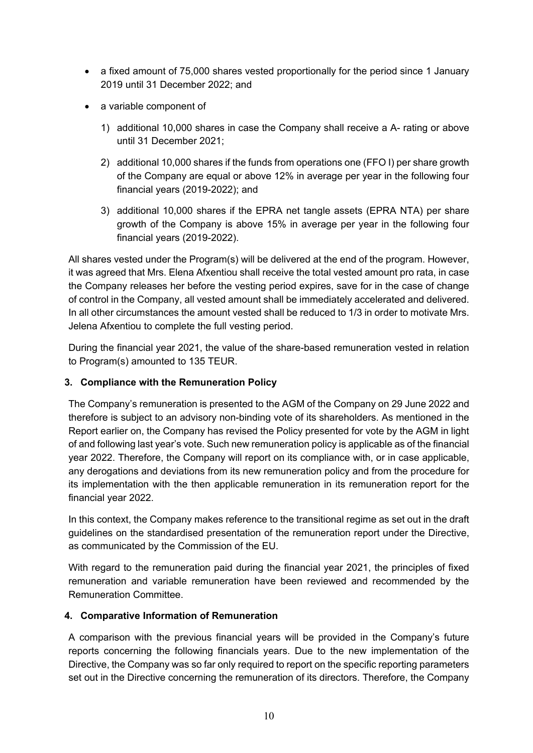- a fixed amount of 75,000 shares vested proportionally for the period since 1 January 2019 until 31 December 2022; and
- a variable component of
  1) additional 10,000 shares in case the Company shall receive a A- rating or above until 31 December 2021;
  2) additional 10,000 shares if the funds from operations one (FFO I) per share growth of the Company are equal or above 12% in average per year in the following four financial years (2019-2022); and
  3) additional 10,000 shares if the EPRA net tangle assets (EPRA NTA) per share growth of the Company is above 15% in average per year in the following four financial years (2019-2022).

All shares vested under the Program(s) will be delivered at the end of the program. However, it was agreed that Mrs. Elena Afxentiou shall receive the total vested amount pro rata, in case the Company releases her before the vesting period expires, save for in the case of change of control in the Company, all vested amount shall be immediately accelerated and delivered. In all other circumstances the amount vested shall be reduced to 1/3 in order to motivate Mrs. Jelena Afxentiou to complete the full vesting period.

During the financial year 2021, the value of the share-based remuneration vested in relation to Program(s) amounted to 135 TEUR.

## 3. Compliance with the Remuneration Policy

The Company's remuneration is presented to the AGM of the Company on 29 June 2022 and therefore is subject to an advisory non-binding vote of its shareholders. As mentioned in the Report earlier on, the Company has revised the Policy presented for vote by the AGM in light of and following last year's vote. Such new remuneration policy is applicable as of the financial year 2022. Therefore, the Company will report on its compliance with, or in case applicable, any derogations and deviations from its new remuneration policy and from the procedure for its implementation with the then applicable remuneration in its remuneration report for the financial year 2022.

In this context, the Company makes reference to the transitional regime as set out in the draft guidelines on the standardised presentation of the remuneration report under the Directive, as communicated by the Commission of the EU.

With regard to the remuneration paid during the financial year 2021, the principles of fixed remuneration and variable remuneration have been reviewed and recommended by the Remuneration Committee.

## 4. Comparative Information of Remuneration

A comparison with the previous financial years will be provided in the Company's future reports concerning the following financials years. Due to the new implementation of the Directive, the Company was so far only required to report on the specific reporting parameters set out in the Directive concerning the remuneration of its directors. Therefore, the Company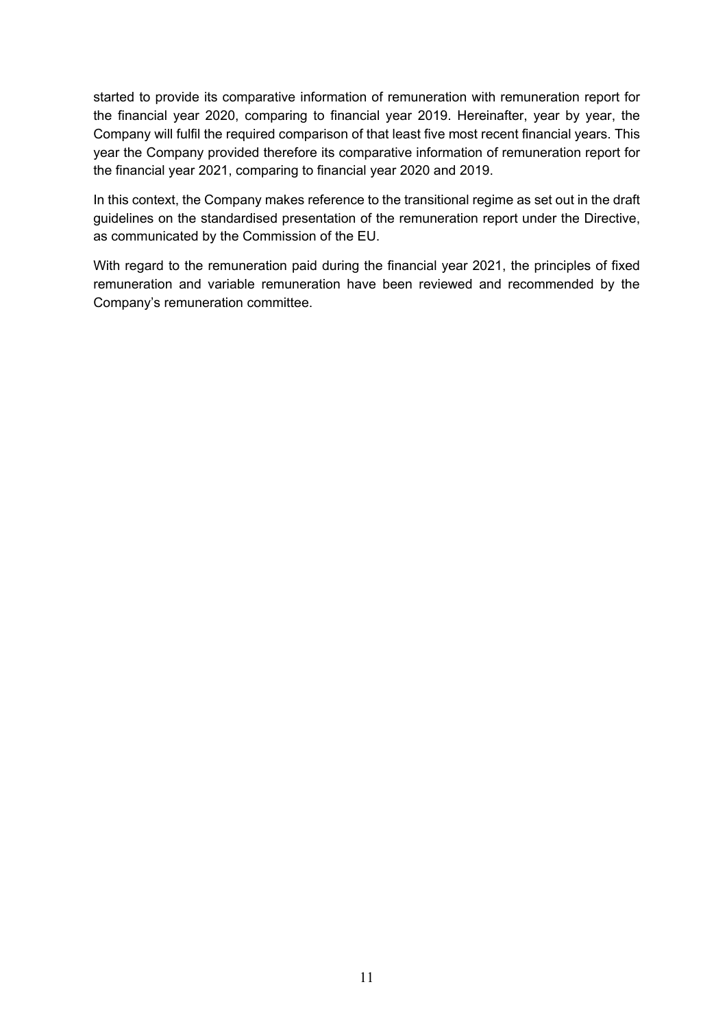started to provide its comparative information of remuneration with remuneration report for the financial year 2020, comparing to financial year 2019. Hereinafter, year by year, the Company will fulfil the required comparison of that least five most recent financial years. This year the Company provided therefore its comparative information of remuneration report for the financial year 2021, comparing to financial year 2020 and 2019.

In this context, the Company makes reference to the transitional regime as set out in the draft guidelines on the standardised presentation of the remuneration report under the Directive, as communicated by the Commission of the EU.

With regard to the remuneration paid during the financial year 2021, the principles of fixed remuneration and variable remuneration have been reviewed and recommended by the Company's remuneration committee.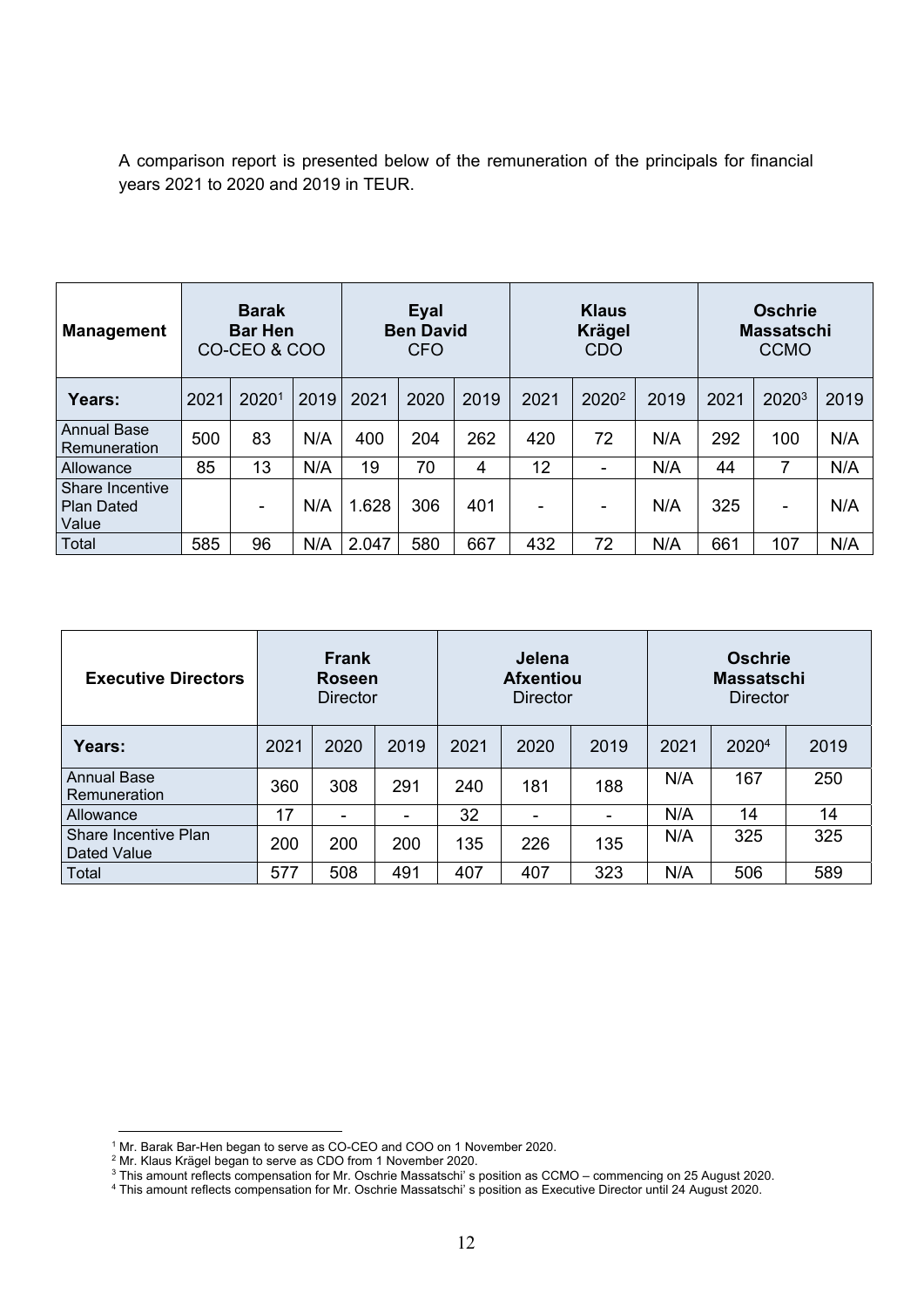A comparison report is presented below of the remuneration of the principals for financial years 2021 to 2020 and 2019 in TEUR.

| Management | Barak Bar Hen CO-CEO & COO | | | Eyal Ben David CFO | | | Klaus Krägel CDO | | | Oschrie Massatschi CCMO | | |
|---|---|---|---|---|---|---|---|---|---|---|---|---|
| Years: | 2021 | 2020[1] | 2019 | 2021 | 2020 | 2019 | 2021 | 2020[2] | 2019 | 2021 | 2020[3] | 2019 |
| Annual Base Remuneration | 500 | 83 | N/A | 400 | 204 | 262 | 420 | 72 | N/A | 292 | 100 | N/A |
| Allowance | 85 | 13 | N/A | 19 | 70 | 4 | 12 | - | N/A | 44 | 7 | N/A |
| Share Incentive Plan Dated Value | | - | N/A | 1.628 | 306 | 401 | - | - | N/A | 325 | - | N/A |
| Total | 585 | 96 | N/A | 2.047 | 580 | 667 | 432 | 72 | N/A | 661 | 107 | N/A |

| Executive Directors | Frank Roseen Director | | | Jelena Afxentiou Director | | | Oschrie Massatschi Director | | |
|---|---|---|---|---|---|---|---|---|---|
| Years: | 2021 | 2020 | 2019 | 2021 | 2020 | 2019 | 2021 | 2020[4] | 2019 |
| Annual Base Remuneration | 360 | 308 | 291 | 240 | 181 | 188 | N/A | 167 | 250 |
| Allowance | 17 | - | - | 32 | - | - | N/A | 14 | 14 |
| Share Incentive Plan Dated Value | 200 | 200 | 200 | 135 | 226 | 135 | N/A | 325 | 325 |
| Total | 577 | 508 | 491 | 407 | 407 | 323 | N/A | 506 | 589 |

[1] Mr. Barak Bar-Hen began to serve as CO-CEO and COO on 1 November 2020.

[2] Mr. Klaus Krägel began to serve as CDO from 1 November 2020.

[3] This amount reflects compensation for Mr. Oschrie Massatschi' s position as CCMO – commencing on 25 August 2020.

[4] This amount reflects compensation for Mr. Oschrie Massatschi' s position as Executive Director until 24 August 2020.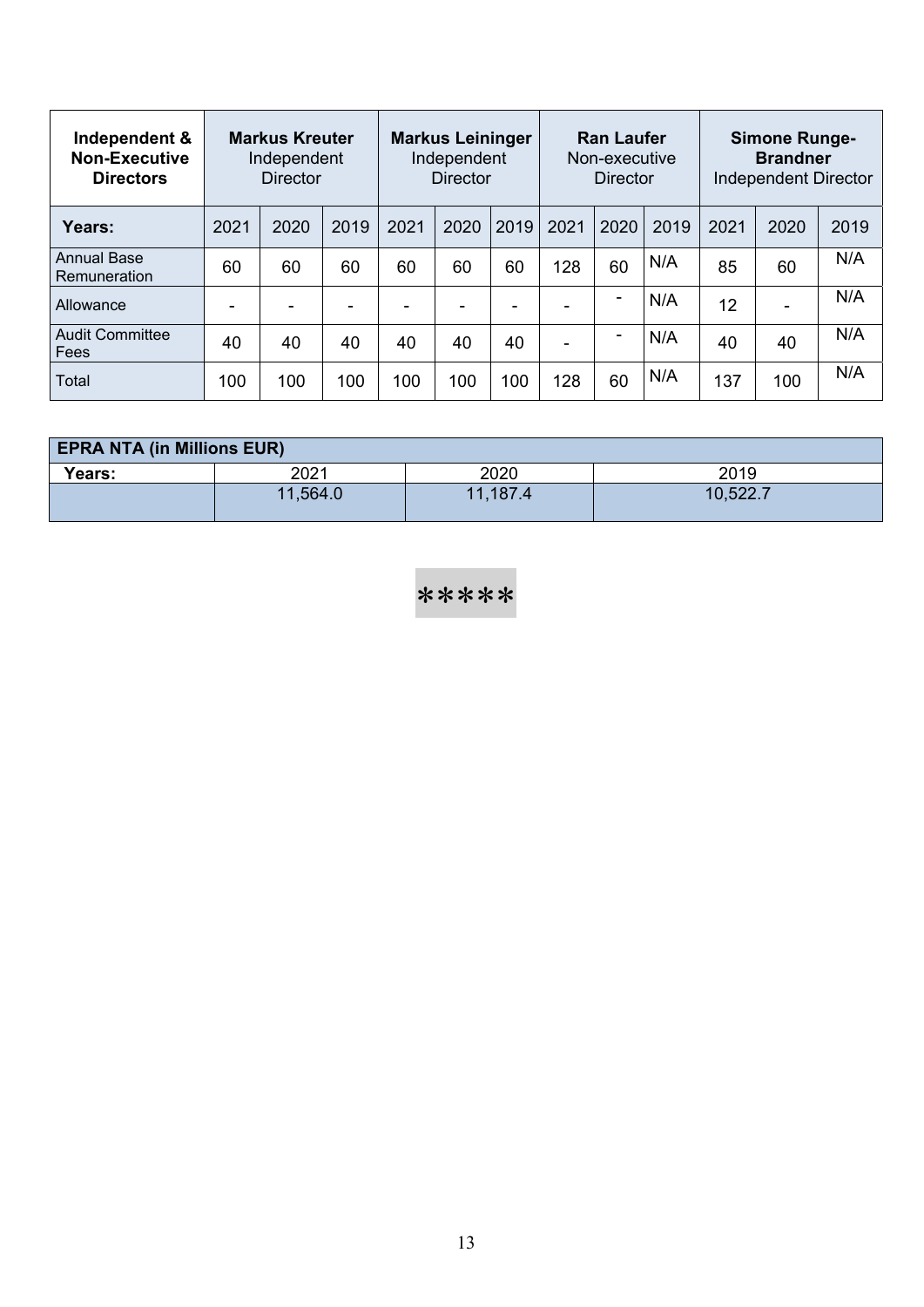| Independent & Non-Executive Directors | **Markus Kreuter** Independent Director | | | **Markus Leininger** Independent Director | | | **Ran Laufer** Non-executive Director | | | **Simone Runge-Brandner** Independent Director | | |
|---|---|---|---|---|---|---|---|---|---|---|---|---|
| **Years:** | 2021 | 2020 | 2019 | 2021 | 2020 | 2019 | 2021 | 2020 | 2019 | 2021 | 2020 | 2019 |
| Annual Base Remuneration | 60 | 60 | 60 | 60 | 60 | 60 | 128 | 60 | N/A | 85 | 60 | N/A |
| Allowance | - | - | - | - | - | - | - | - | N/A | 12 | - | N/A |
| Audit Committee Fees | 40 | 40 | 40 | 40 | 40 | 40 | - | - | N/A | 40 | 40 | N/A |
| Total | 100 | 100 | 100 | 100 | 100 | 100 | 128 | 60 | N/A | 137 | 100 | N/A |

| **EPRA NTA (in Millions EUR)** | | | |
|---|---|---|---|
| **Years:** | 2021 | 2020 | 2019 |
| | 11,564.0 | 11,187.4 | 10,522.7 |

*****